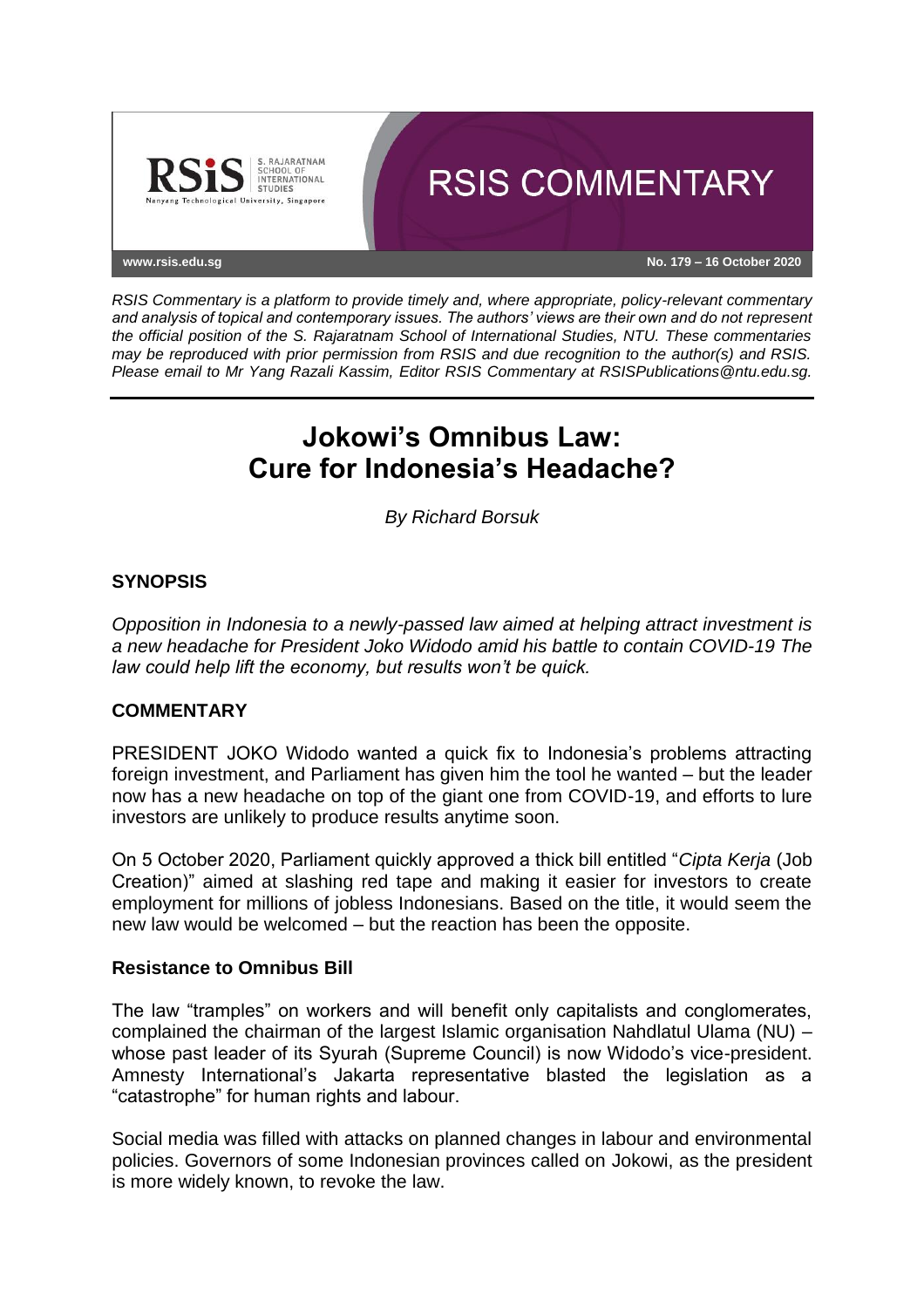# RSIS COMMENTARY

www.rsis.edu.sg

No. 179 – 16 October 2020

*RSIS Commentary is a platform to provide timely and, where appropriate, policy-relevant commentary and analysis of topical and contemporary issues. The authors' views are their own and do not represent the official position of the S. Rajaratnam School of International Studies, NTU. These commentaries may be reproduced with prior permission from RSIS and due recognition to the author(s) and RSIS. Please email to Mr Yang Razali Kassim, Editor RSIS Commentary at RSISPublications@ntu.edu.sg.*

---

# Jokowi's Omnibus Law: Cure for Indonesia's Headache?

*By Richard Borsuk*

## SYNOPSIS

*Opposition in Indonesia to a newly-passed law aimed at helping attract investment is a new headache for President Joko Widodo amid his battle to contain COVID-19 The law could help lift the economy, but results won't be quick.*

## COMMENTARY

PRESIDENT JOKO Widodo wanted a quick fix to Indonesia's problems attracting foreign investment, and Parliament has given him the tool he wanted – but the leader now has a new headache on top of the giant one from COVID-19, and efforts to lure investors are unlikely to produce results anytime soon.

On 5 October 2020, Parliament quickly approved a thick bill entitled "*Cipta Kerja* (Job Creation)" aimed at slashing red tape and making it easier for investors to create employment for millions of jobless Indonesians. Based on the title, it would seem the new law would be welcomed – but the reaction has been the opposite.

### Resistance to Omnibus Bill

The law "tramples" on workers and will benefit only capitalists and conglomerates, complained the chairman of the largest Islamic organisation Nahdlatul Ulama (NU) – whose past leader of its Syurah (Supreme Council) is now Widodo's vice-president. Amnesty International's Jakarta representative blasted the legislation as a "catastrophe" for human rights and labour.

Social media was filled with attacks on planned changes in labour and environmental policies. Governors of some Indonesian provinces called on Jokowi, as the president is more widely known, to revoke the law.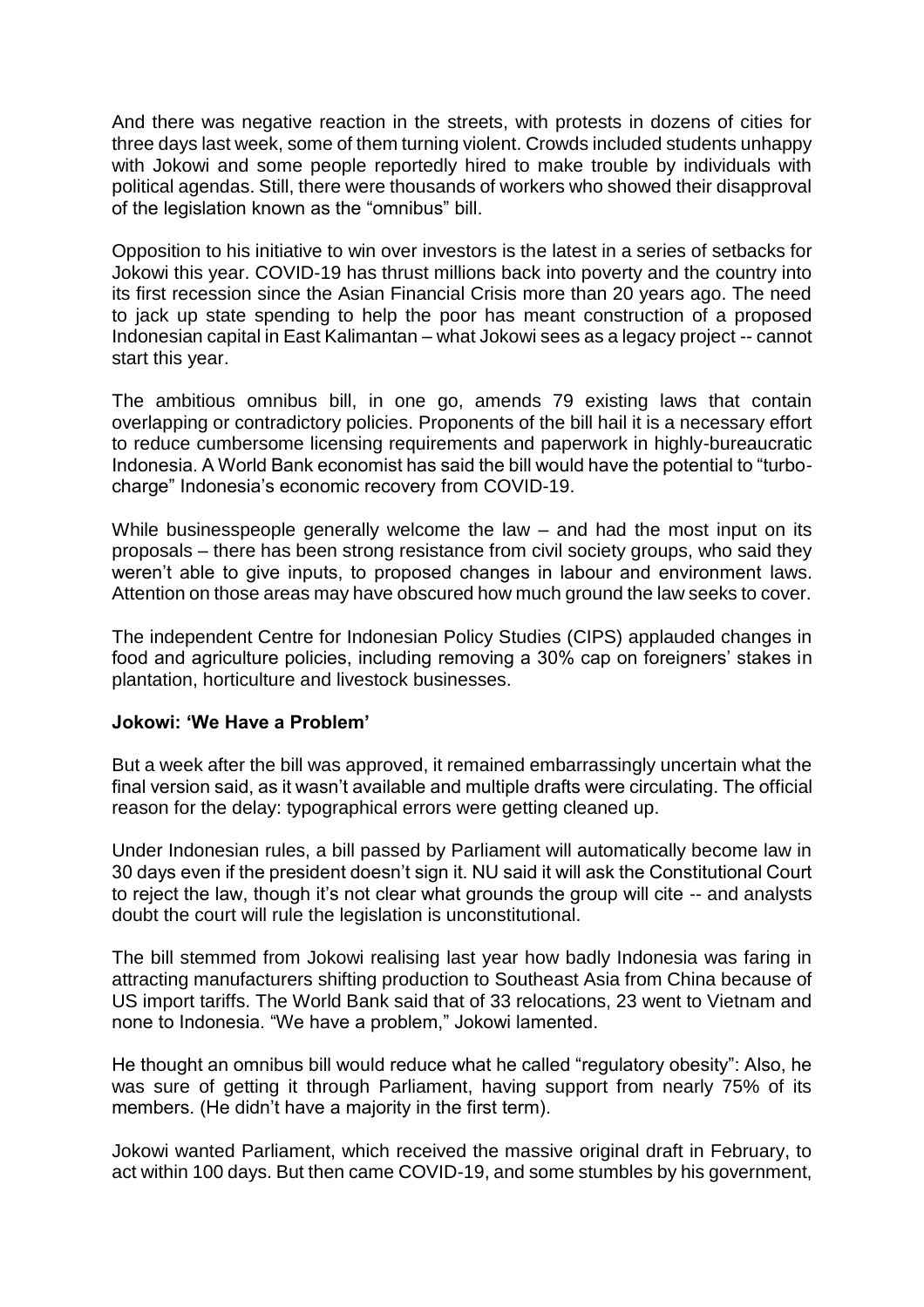And there was negative reaction in the streets, with protests in dozens of cities for three days last week, some of them turning violent. Crowds included students unhappy with Jokowi and some people reportedly hired to make trouble by individuals with political agendas. Still, there were thousands of workers who showed their disapproval of the legislation known as the "omnibus" bill.

Opposition to his initiative to win over investors is the latest in a series of setbacks for Jokowi this year. COVID-19 has thrust millions back into poverty and the country into its first recession since the Asian Financial Crisis more than 20 years ago. The need to jack up state spending to help the poor has meant construction of a proposed Indonesian capital in East Kalimantan – what Jokowi sees as a legacy project -- cannot start this year.

The ambitious omnibus bill, in one go, amends 79 existing laws that contain overlapping or contradictory policies. Proponents of the bill hail it is a necessary effort to reduce cumbersome licensing requirements and paperwork in highly-bureaucratic Indonesia. A World Bank economist has said the bill would have the potential to "turbo-charge" Indonesia's economic recovery from COVID-19.

While businesspeople generally welcome the law – and had the most input on its proposals – there has been strong resistance from civil society groups, who said they weren't able to give inputs, to proposed changes in labour and environment laws. Attention on those areas may have obscured how much ground the law seeks to cover.

The independent Centre for Indonesian Policy Studies (CIPS) applauded changes in food and agriculture policies, including removing a 30% cap on foreigners' stakes in plantation, horticulture and livestock businesses.

**Jokowi: 'We Have a Problem'**

But a week after the bill was approved, it remained embarrassingly uncertain what the final version said, as it wasn't available and multiple drafts were circulating. The official reason for the delay: typographical errors were getting cleaned up.

Under Indonesian rules, a bill passed by Parliament will automatically become law in 30 days even if the president doesn't sign it. NU said it will ask the Constitutional Court to reject the law, though it's not clear what grounds the group will cite -- and analysts doubt the court will rule the legislation is unconstitutional.

The bill stemmed from Jokowi realising last year how badly Indonesia was faring in attracting manufacturers shifting production to Southeast Asia from China because of US import tariffs. The World Bank said that of 33 relocations, 23 went to Vietnam and none to Indonesia. "We have a problem," Jokowi lamented.

He thought an omnibus bill would reduce what he called "regulatory obesity": Also, he was sure of getting it through Parliament, having support from nearly 75% of its members. (He didn't have a majority in the first term).

Jokowi wanted Parliament, which received the massive original draft in February, to act within 100 days. But then came COVID-19, and some stumbles by his government,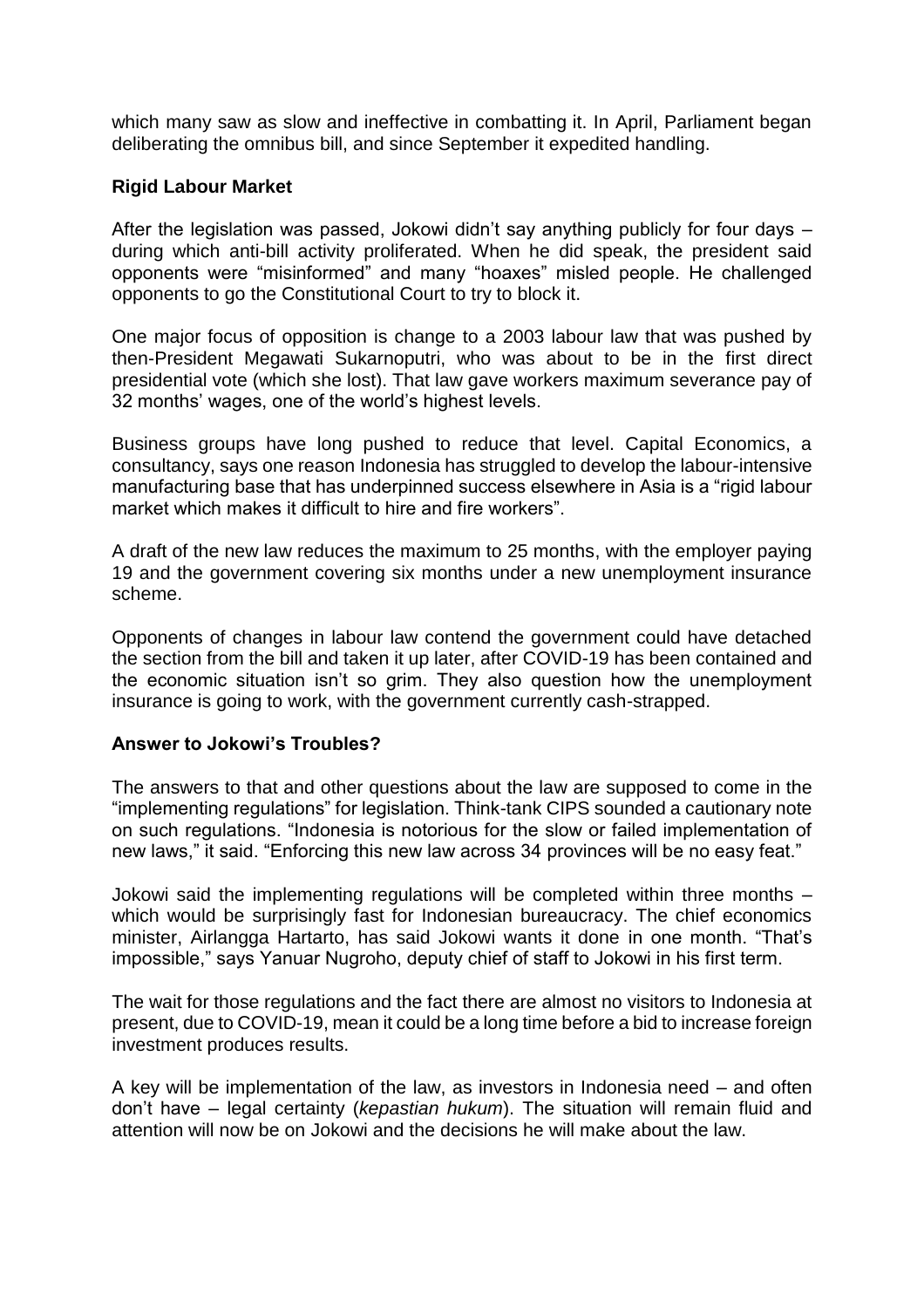which many saw as slow and ineffective in combatting it. In April, Parliament began deliberating the omnibus bill, and since September it expedited handling.

**Rigid Labour Market**

After the legislation was passed, Jokowi didn't say anything publicly for four days – during which anti-bill activity proliferated. When he did speak, the president said opponents were "misinformed" and many "hoaxes" misled people. He challenged opponents to go the Constitutional Court to try to block it.

One major focus of opposition is change to a 2003 labour law that was pushed by then-President Megawati Sukarnoputri, who was about to be in the first direct presidential vote (which she lost). That law gave workers maximum severance pay of 32 months' wages, one of the world's highest levels.

Business groups have long pushed to reduce that level. Capital Economics, a consultancy, says one reason Indonesia has struggled to develop the labour-intensive manufacturing base that has underpinned success elsewhere in Asia is a "rigid labour market which makes it difficult to hire and fire workers".

A draft of the new law reduces the maximum to 25 months, with the employer paying 19 and the government covering six months under a new unemployment insurance scheme.

Opponents of changes in labour law contend the government could have detached the section from the bill and taken it up later, after COVID-19 has been contained and the economic situation isn't so grim. They also question how the unemployment insurance is going to work, with the government currently cash-strapped.

**Answer to Jokowi's Troubles?**

The answers to that and other questions about the law are supposed to come in the "implementing regulations" for legislation. Think-tank CIPS sounded a cautionary note on such regulations. "Indonesia is notorious for the slow or failed implementation of new laws," it said. "Enforcing this new law across 34 provinces will be no easy feat."

Jokowi said the implementing regulations will be completed within three months – which would be surprisingly fast for Indonesian bureaucracy. The chief economics minister, Airlangga Hartarto, has said Jokowi wants it done in one month. "That's impossible," says Yanuar Nugroho, deputy chief of staff to Jokowi in his first term.

The wait for those regulations and the fact there are almost no visitors to Indonesia at present, due to COVID-19, mean it could be a long time before a bid to increase foreign investment produces results.

A key will be implementation of the law, as investors in Indonesia need – and often don't have – legal certainty (*kepastian hukum*). The situation will remain fluid and attention will now be on Jokowi and the decisions he will make about the law.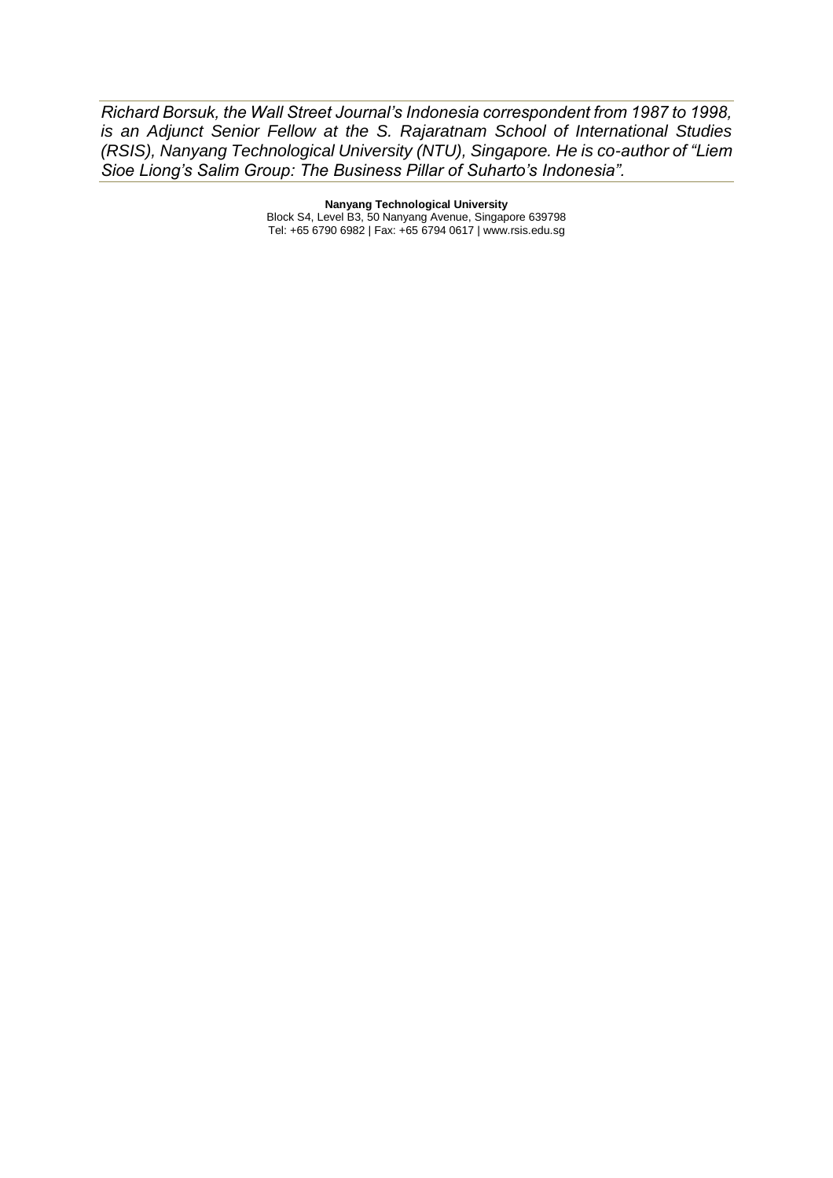*Richard Borsuk, the Wall Street Journal's Indonesia correspondent from 1987 to 1998, is an Adjunct Senior Fellow at the S. Rajaratnam School of International Studies (RSIS), Nanyang Technological University (NTU), Singapore. He is co-author of "Liem Sioe Liong's Salim Group: The Business Pillar of Suharto's Indonesia".*

**Nanyang Technological University**
Block S4, Level B3, 50 Nanyang Avenue, Singapore 639798
Tel: +65 6790 6982 | Fax: +65 6794 0617 | www.rsis.edu.sg